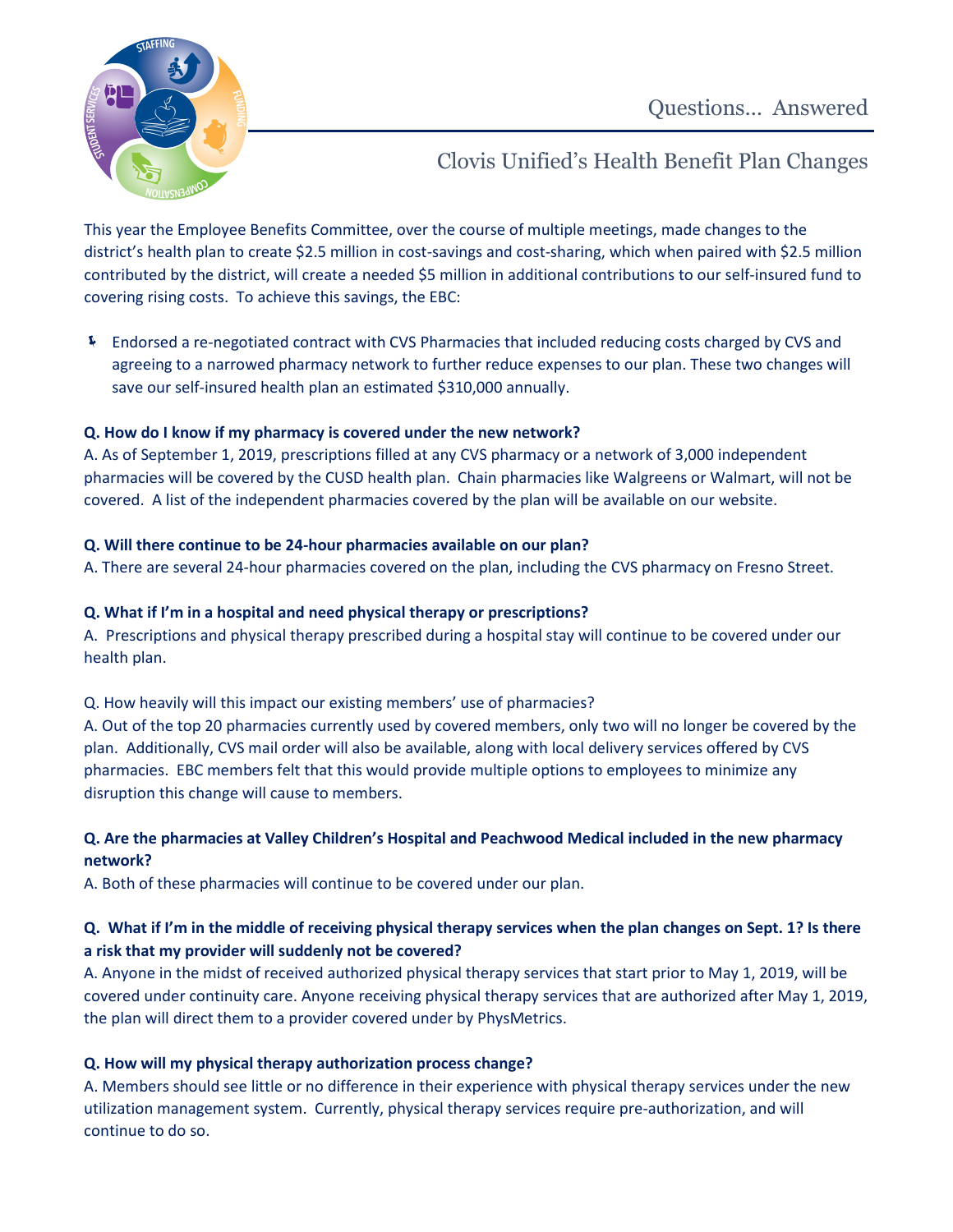# Questions… Answered

## Clovis Unified's Health Benefit Plan Changes

This year the Employee Benefits Committee, over the course of multiple meetings, made changes to the district's health plan to create $2.5 million in cost-savings and cost-sharing, which when paired with $2.5 million contributed by the district, will create a needed $5 million in additional contributions to our self-insured fund to covering rising costs. To achieve this savings, the EBC:

- Endorsed a re-negotiated contract with CVS Pharmacies that included reducing costs charged by CVS and agreeing to a narrowed pharmacy network to further reduce expenses to our plan. These two changes will save our self-insured health plan an estimated $310,000 annually.

**Q. How do I know if my pharmacy is covered under the new network?**
A. As of September 1, 2019, prescriptions filled at any CVS pharmacy or a network of 3,000 independent pharmacies will be covered by the CUSD health plan. Chain pharmacies like Walgreens or Walmart, will not be covered. A list of the independent pharmacies covered by the plan will be available on our website.

**Q. Will there continue to be 24-hour pharmacies available on our plan?**
A. There are several 24-hour pharmacies covered on the plan, including the CVS pharmacy on Fresno Street.

**Q. What if I'm in a hospital and need physical therapy or prescriptions?**
A. Prescriptions and physical therapy prescribed during a hospital stay will continue to be covered under our health plan.

Q. How heavily will this impact our existing members' use of pharmacies?
A. Out of the top 20 pharmacies currently used by covered members, only two will no longer be covered by the plan. Additionally, CVS mail order will also be available, along with local delivery services offered by CVS pharmacies. EBC members felt that this would provide multiple options to employees to minimize any disruption this change will cause to members.

**Q. Are the pharmacies at Valley Children's Hospital and Peachwood Medical included in the new pharmacy network?**
A. Both of these pharmacies will continue to be covered under our plan.

**Q. What if I'm in the middle of receiving physical therapy services when the plan changes on Sept. 1? Is there a risk that my provider will suddenly not be covered?**
A. Anyone in the midst of received authorized physical therapy services that start prior to May 1, 2019, will be covered under continuity care. Anyone receiving physical therapy services that are authorized after May 1, 2019, the plan will direct them to a provider covered under by PhysMetrics.

**Q. How will my physical therapy authorization process change?**
A. Members should see little or no difference in their experience with physical therapy services under the new utilization management system. Currently, physical therapy services require pre-authorization, and will continue to do so.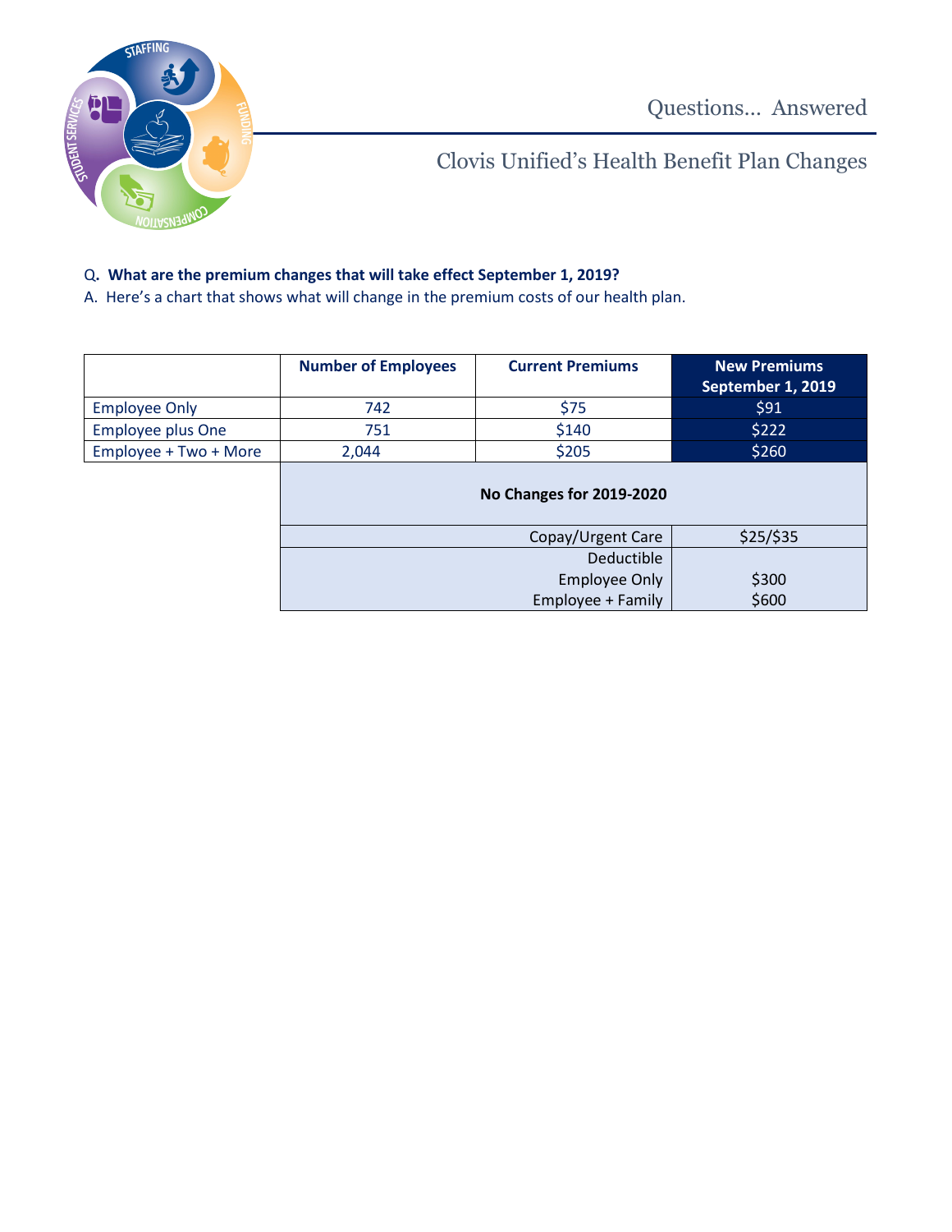Questions... Answered

Clovis Unified's Health Benefit Plan Changes

**Q. What are the premium changes that will take effect September 1, 2019?**

A. Here's a chart that shows what will change in the premium costs of our health plan.

| | Number of Employees | Current Premiums | New Premiums September 1, 2019 |
|---|---|---|---|
| Employee Only | 742 | $75 | $91 |
| Employee plus One | 751 | $140 | $222 |
| Employee + Two + More | 2,044 | $205 | $260 |

**No Changes for 2019-2020**

| | |
|---|---|
| Copay/Urgent Care | $25/$35 |
| Deductible | |
| Employee Only | $300 |
| Employee + Family | $600 |